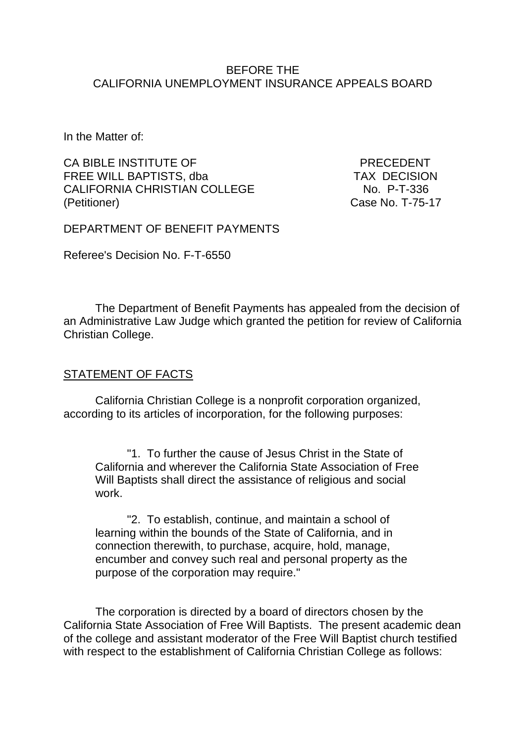BEFORE THE
CALIFORNIA UNEMPLOYMENT INSURANCE APPEALS BOARD

In the Matter of:

| | |
|---|---|
| CA BIBLE INSTITUTE OF FREE WILL BAPTISTS, dba CALIFORNIA CHRISTIAN COLLEGE (Petitioner) | PRECEDENT TAX DECISION No. P-T-336 Case No. T-75-17 |

DEPARTMENT OF BENEFIT PAYMENTS

Referee's Decision No. F-T-6550

The Department of Benefit Payments has appealed from the decision of an Administrative Law Judge which granted the petition for review of California Christian College.

## STATEMENT OF FACTS

California Christian College is a nonprofit corporation organized, according to its articles of incorporation, for the following purposes:

> "1. To further the cause of Jesus Christ in the State of California and wherever the California State Association of Free Will Baptists shall direct the assistance of religious and social work.
>
> "2. To establish, continue, and maintain a school of learning within the bounds of the State of California, and in connection therewith, to purchase, acquire, hold, manage, encumber and convey such real and personal property as the purpose of the corporation may require."

The corporation is directed by a board of directors chosen by the California State Association of Free Will Baptists. The present academic dean of the college and assistant moderator of the Free Will Baptist church testified with respect to the establishment of California Christian College as follows: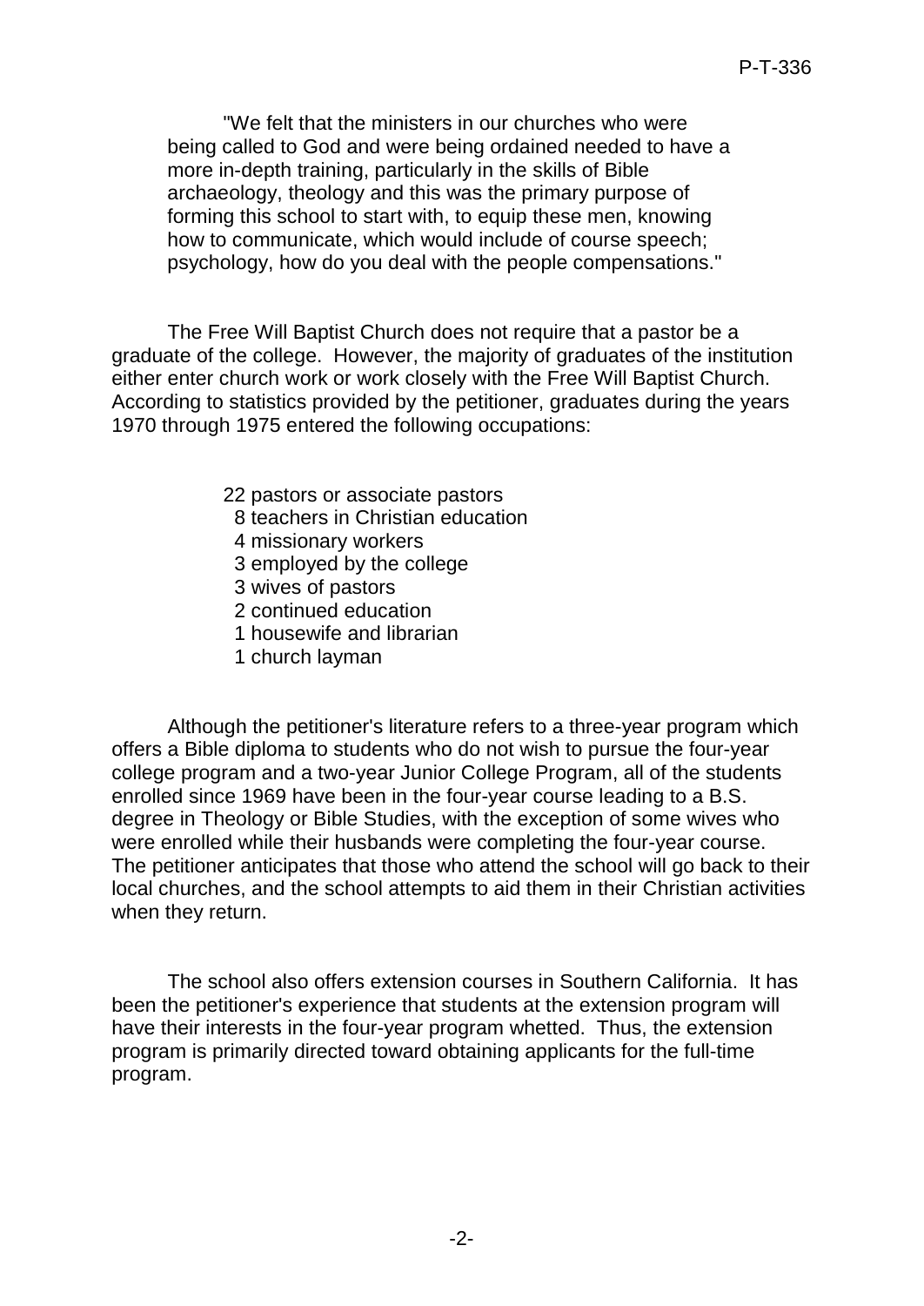> "We felt that the ministers in our churches who were being called to God and were being ordained needed to have a more in-depth training, particularly in the skills of Bible archaeology, theology and this was the primary purpose of forming this school to start with, to equip these men, knowing how to communicate, which would include of course speech; psychology, how do you deal with the people compensations."

The Free Will Baptist Church does not require that a pastor be a graduate of the college. However, the majority of graduates of the institution either enter church work or work closely with the Free Will Baptist Church. According to statistics provided by the petitioner, graduates during the years 1970 through 1975 entered the following occupations:

- 22 pastors or associate pastors
- 8 teachers in Christian education
- 4 missionary workers
- 3 employed by the college
- 3 wives of pastors
- 2 continued education
- 1 housewife and librarian
- 1 church layman

Although the petitioner's literature refers to a three-year program which offers a Bible diploma to students who do not wish to pursue the four-year college program and a two-year Junior College Program, all of the students enrolled since 1969 have been in the four-year course leading to a B.S. degree in Theology or Bible Studies, with the exception of some wives who were enrolled while their husbands were completing the four-year course. The petitioner anticipates that those who attend the school will go back to their local churches, and the school attempts to aid them in their Christian activities when they return.

The school also offers extension courses in Southern California. It has been the petitioner's experience that students at the extension program will have their interests in the four-year program whetted. Thus, the extension program is primarily directed toward obtaining applicants for the full-time program.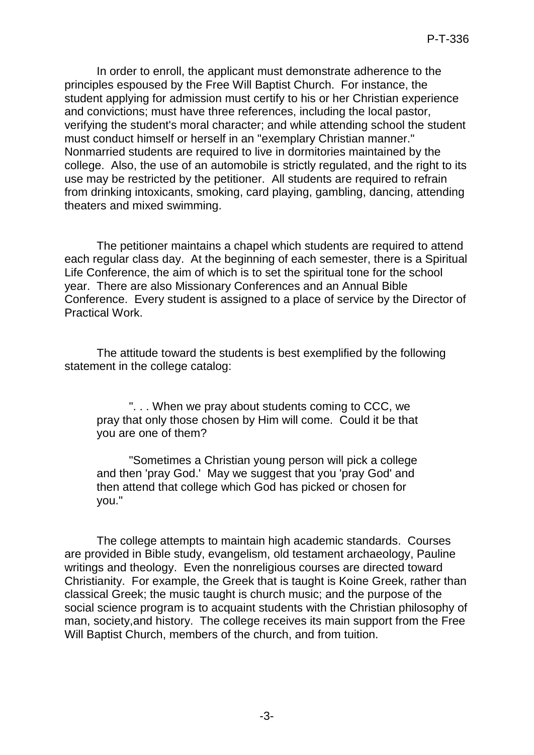In order to enroll, the applicant must demonstrate adherence to the principles espoused by the Free Will Baptist Church. For instance, the student applying for admission must certify to his or her Christian experience and convictions; must have three references, including the local pastor, verifying the student's moral character; and while attending school the student must conduct himself or herself in an "exemplary Christian manner." Nonmarried students are required to live in dormitories maintained by the college. Also, the use of an automobile is strictly regulated, and the right to its use may be restricted by the petitioner. All students are required to refrain from drinking intoxicants, smoking, card playing, gambling, dancing, attending theaters and mixed swimming.

The petitioner maintains a chapel which students are required to attend each regular class day. At the beginning of each semester, there is a Spiritual Life Conference, the aim of which is to set the spiritual tone for the school year. There are also Missionary Conferences and an Annual Bible Conference. Every student is assigned to a place of service by the Director of Practical Work.

The attitude toward the students is best exemplified by the following statement in the college catalog:

> ". . . When we pray about students coming to CCC, we pray that only those chosen by Him will come. Could it be that you are one of them?
>
> "Sometimes a Christian young person will pick a college and then 'pray God.' May we suggest that you 'pray God' and then attend that college which God has picked or chosen for you."

The college attempts to maintain high academic standards. Courses are provided in Bible study, evangelism, old testament archaeology, Pauline writings and theology. Even the nonreligious courses are directed toward Christianity. For example, the Greek that is taught is Koine Greek, rather than classical Greek; the music taught is church music; and the purpose of the social science program is to acquaint students with the Christian philosophy of man, society,and history. The college receives its main support from the Free Will Baptist Church, members of the church, and from tuition.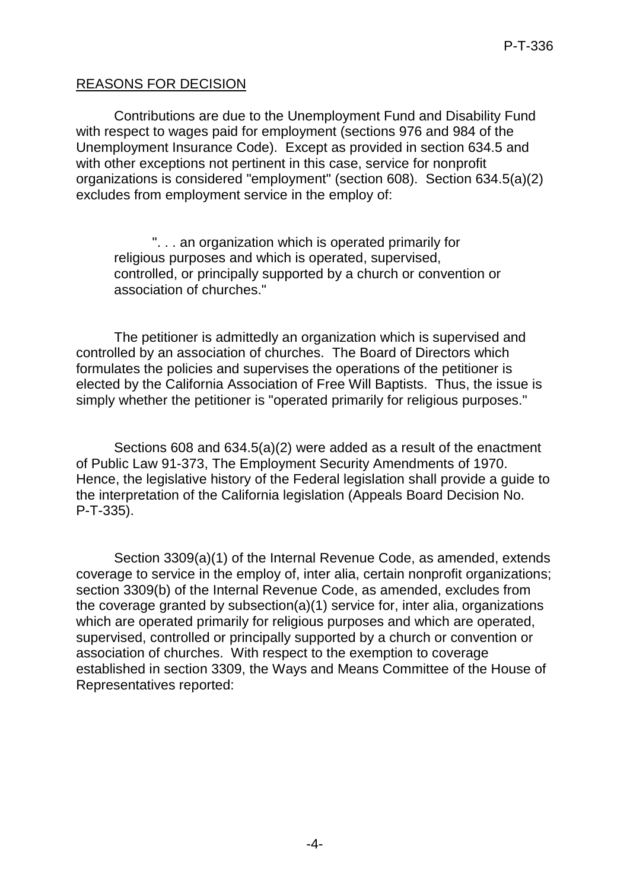## REASONS FOR DECISION

Contributions are due to the Unemployment Fund and Disability Fund with respect to wages paid for employment (sections 976 and 984 of the Unemployment Insurance Code). Except as provided in section 634.5 and with other exceptions not pertinent in this case, service for nonprofit organizations is considered "employment" (section 608). Section 634.5(a)(2) excludes from employment service in the employ of:

> ". . . an organization which is operated primarily for religious purposes and which is operated, supervised, controlled, or principally supported by a church or convention or association of churches."

The petitioner is admittedly an organization which is supervised and controlled by an association of churches. The Board of Directors which formulates the policies and supervises the operations of the petitioner is elected by the California Association of Free Will Baptists. Thus, the issue is simply whether the petitioner is "operated primarily for religious purposes."

Sections 608 and 634.5(a)(2) were added as a result of the enactment of Public Law 91-373, The Employment Security Amendments of 1970. Hence, the legislative history of the Federal legislation shall provide a guide to the interpretation of the California legislation (Appeals Board Decision No. P-T-335).

Section 3309(a)(1) of the Internal Revenue Code, as amended, extends coverage to service in the employ of, inter alia, certain nonprofit organizations; section 3309(b) of the Internal Revenue Code, as amended, excludes from the coverage granted by subsection(a)(1) service for, inter alia, organizations which are operated primarily for religious purposes and which are operated, supervised, controlled or principally supported by a church or convention or association of churches. With respect to the exemption to coverage established in section 3309, the Ways and Means Committee of the House of Representatives reported: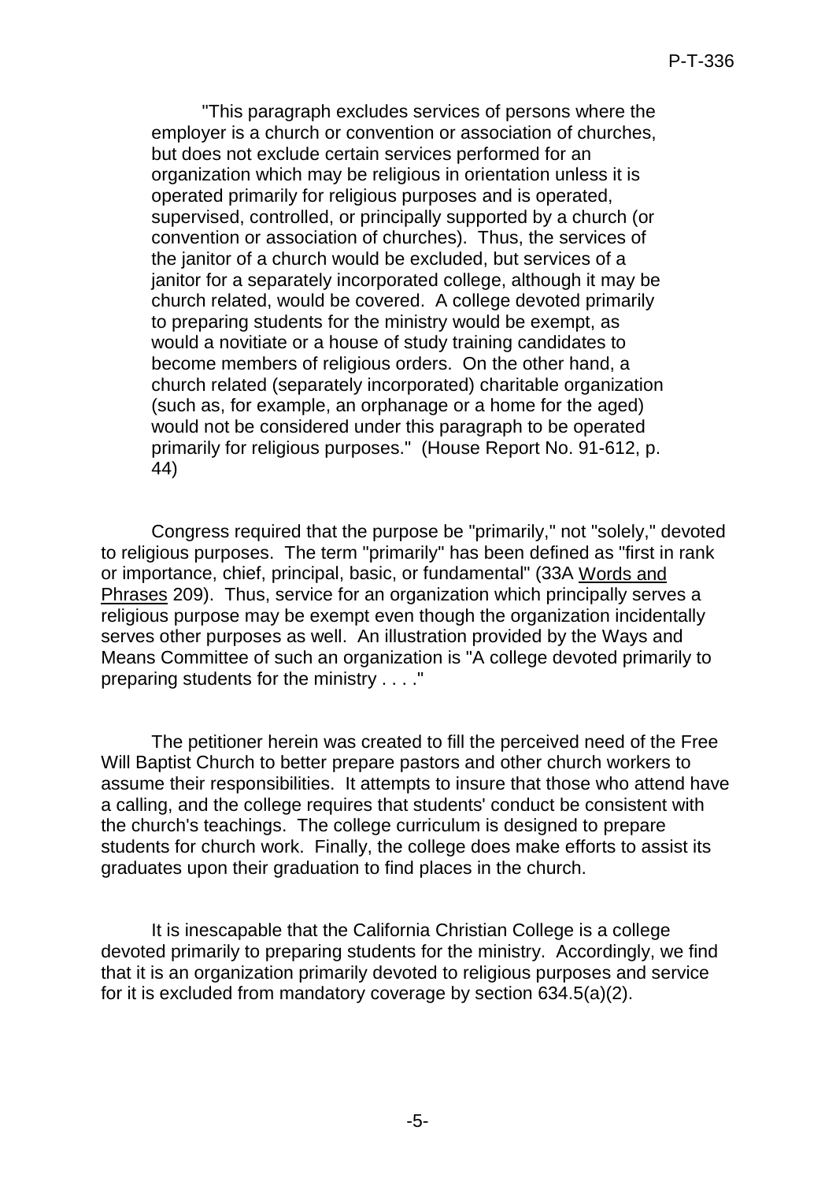> "This paragraph excludes services of persons where the employer is a church or convention or association of churches, but does not exclude certain services performed for an organization which may be religious in orientation unless it is operated primarily for religious purposes and is operated, supervised, controlled, or principally supported by a church (or convention or association of churches). Thus, the services of the janitor of a church would be excluded, but services of a janitor for a separately incorporated college, although it may be church related, would be covered. A college devoted primarily to preparing students for the ministry would be exempt, as would a novitiate or a house of study training candidates to become members of religious orders. On the other hand, a church related (separately incorporated) charitable organization (such as, for example, an orphanage or a home for the aged) would not be considered under this paragraph to be operated primarily for religious purposes." (House Report No. 91-612, p. 44)

Congress required that the purpose be "primarily," not "solely," devoted to religious purposes. The term "primarily" has been defined as "first in rank or importance, chief, principal, basic, or fundamental" (33A Words and Phrases 209). Thus, service for an organization which principally serves a religious purpose may be exempt even though the organization incidentally serves other purposes as well. An illustration provided by the Ways and Means Committee of such an organization is "A college devoted primarily to preparing students for the ministry . . . ."

The petitioner herein was created to fill the perceived need of the Free Will Baptist Church to better prepare pastors and other church workers to assume their responsibilities. It attempts to insure that those who attend have a calling, and the college requires that students' conduct be consistent with the church's teachings. The college curriculum is designed to prepare students for church work. Finally, the college does make efforts to assist its graduates upon their graduation to find places in the church.

It is inescapable that the California Christian College is a college devoted primarily to preparing students for the ministry. Accordingly, we find that it is an organization primarily devoted to religious purposes and service for it is excluded from mandatory coverage by section 634.5(a)(2).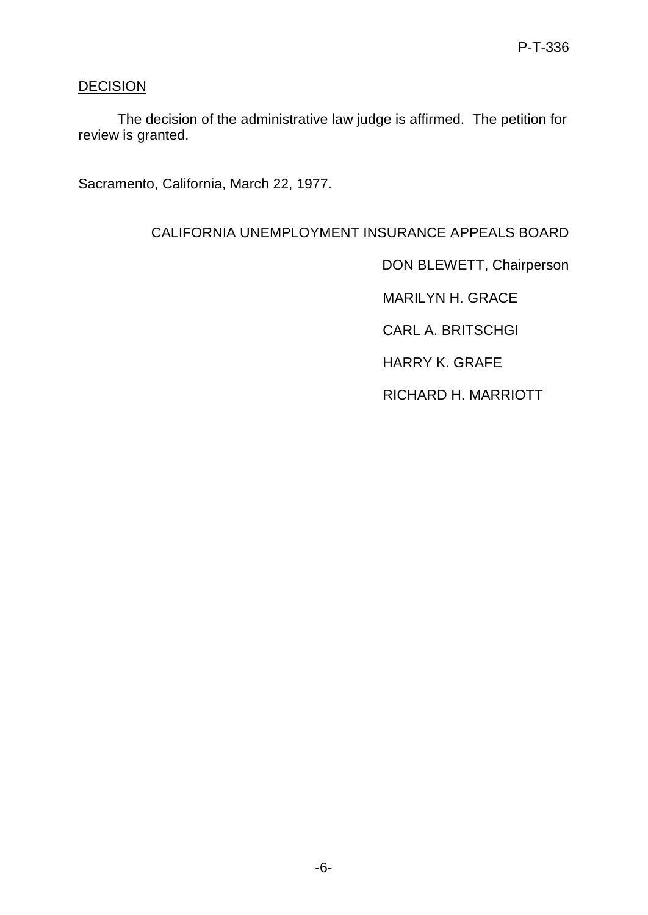DECISION

The decision of the administrative law judge is affirmed. The petition for review is granted.

Sacramento, California, March 22, 1977.

CALIFORNIA UNEMPLOYMENT INSURANCE APPEALS BOARD

DON BLEWETT, Chairperson

MARILYN H. GRACE

CARL A. BRITSCHGI

HARRY K. GRAFE

RICHARD H. MARRIOTT